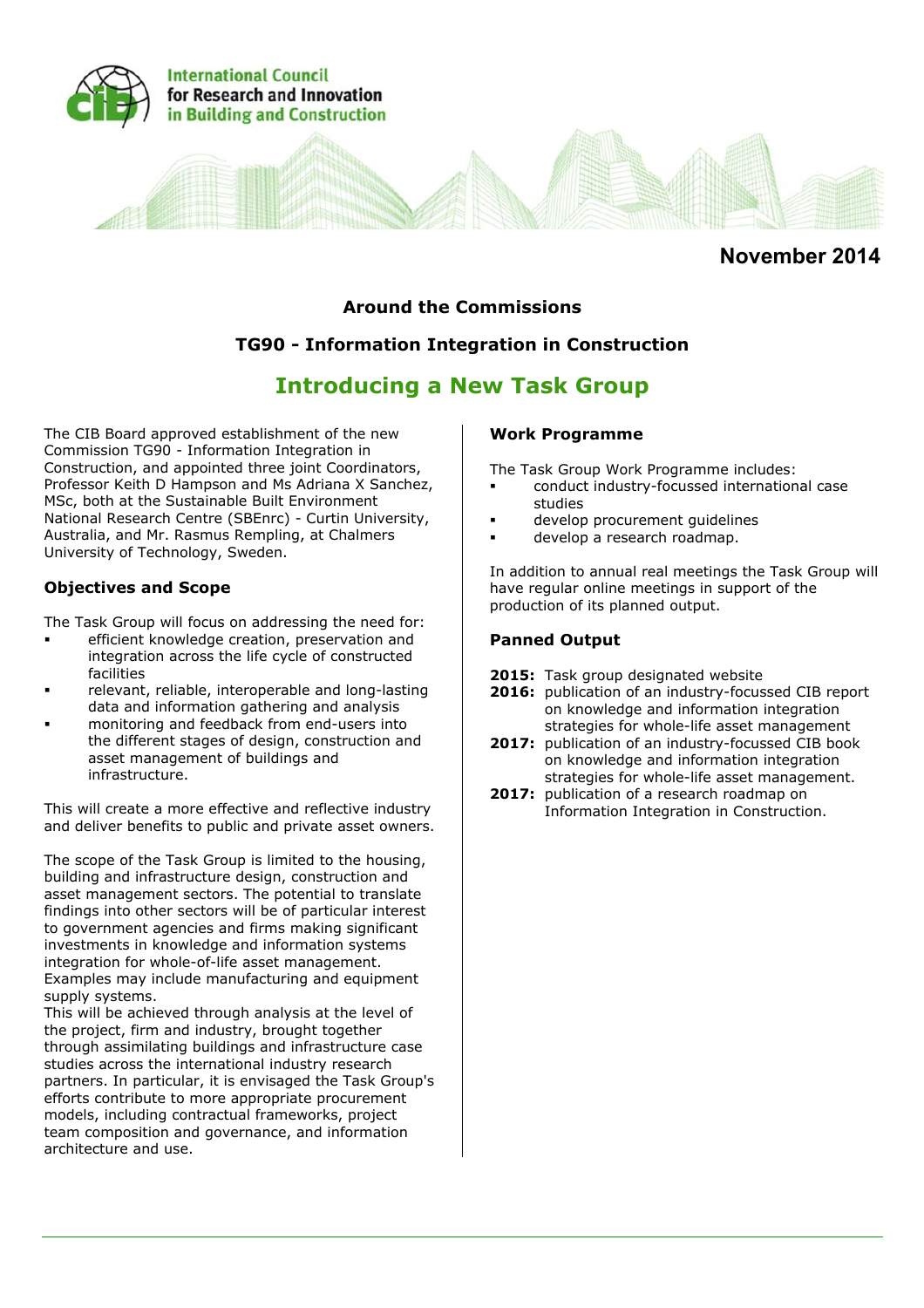International Council for Research and Innovation in Building and Construction

**November 2014**

## Around the Commissions

## TG90 - Information Integration in Construction

# Introducing a New Task Group

The CIB Board approved establishment of the new Commission TG90 - Information Integration in Construction, and appointed three joint Coordinators, Professor Keith D Hampson and Ms Adriana X Sanchez, MSc, both at the Sustainable Built Environment National Research Centre (SBEnrc) - Curtin University, Australia, and Mr. Rasmus Rempling, at Chalmers University of Technology, Sweden.

### Objectives and Scope

The Task Group will focus on addressing the need for:

- efficient knowledge creation, preservation and integration across the life cycle of constructed facilities
- relevant, reliable, interoperable and long-lasting data and information gathering and analysis
- monitoring and feedback from end-users into the different stages of design, construction and asset management of buildings and infrastructure.

This will create a more effective and reflective industry and deliver benefits to public and private asset owners.

The scope of the Task Group is limited to the housing, building and infrastructure design, construction and asset management sectors. The potential to translate findings into other sectors will be of particular interest to government agencies and firms making significant investments in knowledge and information systems integration for whole-of-life asset management. Examples may include manufacturing and equipment supply systems.
This will be achieved through analysis at the level of the project, firm and industry, brought together through assimilating buildings and infrastructure case studies across the international industry research partners. In particular, it is envisaged the Task Group's efforts contribute to more appropriate procurement models, including contractual frameworks, project team composition and governance, and information architecture and use.

### Work Programme

The Task Group Work Programme includes:

- conduct industry-focussed international case studies
- develop procurement guidelines
- develop a research roadmap.

In addition to annual real meetings the Task Group will have regular online meetings in support of the production of its planned output.

### Panned Output

**2015:** Task group designated website
**2016:** publication of an industry-focussed CIB report on knowledge and information integration strategies for whole-life asset management
**2017:** publication of an industry-focussed CIB book on knowledge and information integration strategies for whole-life asset management.
**2017:** publication of a research roadmap on Information Integration in Construction.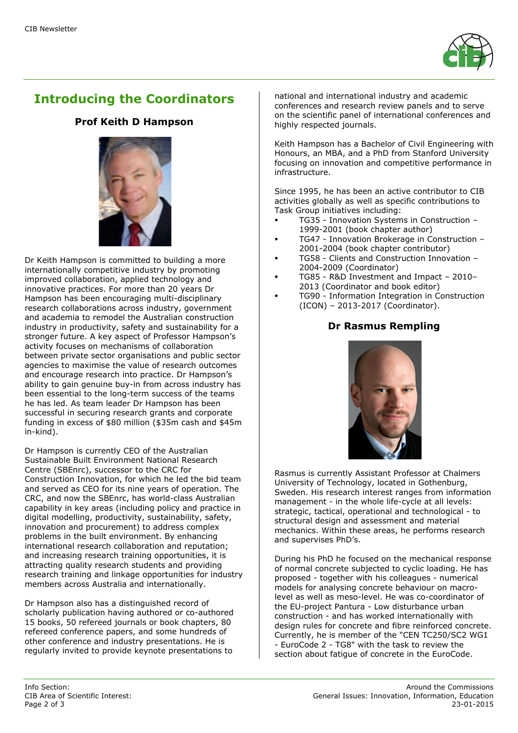# Introducing the Coordinators

## Prof Keith D Hampson

Dr Keith Hampson is committed to building a more internationally competitive industry by promoting improved collaboration, applied technology and innovative practices. For more than 20 years Dr Hampson has been encouraging multi-disciplinary research collaborations across industry, government and academia to remodel the Australian construction industry in productivity, safety and sustainability for a stronger future. A key aspect of Professor Hampson's activity focuses on mechanisms of collaboration between private sector organisations and public sector agencies to maximise the value of research outcomes and encourage research into practice. Dr Hampson's ability to gain genuine buy-in from across industry has been essential to the long-term success of the teams he has led. As team leader Dr Hampson has been successful in securing research grants and corporate funding in excess of $80 million ($35m cash and $45m in-kind).

Dr Hampson is currently CEO of the Australian Sustainable Built Environment National Research Centre (SBEnrc), successor to the CRC for Construction Innovation, for which he led the bid team and served as CEO for its nine years of operation. The CRC, and now the SBEnrc, has world-class Australian capability in key areas (including policy and practice in digital modelling, productivity, sustainability, safety, innovation and procurement) to address complex problems in the built environment. By enhancing international research collaboration and reputation; and increasing research training opportunities, it is attracting quality research students and providing research training and linkage opportunities for industry members across Australia and internationally.

Dr Hampson also has a distinguished record of scholarly publication having authored or co-authored 15 books, 50 refereed journals or book chapters, 80 refereed conference papers, and some hundreds of other conference and industry presentations. He is regularly invited to provide keynote presentations to national and international industry and academic conferences and research review panels and to serve on the scientific panel of international conferences and highly respected journals.

Keith Hampson has a Bachelor of Civil Engineering with Honours, an MBA, and a PhD from Stanford University focusing on innovation and competitive performance in infrastructure.

Since 1995, he has been an active contributor to CIB activities globally as well as specific contributions to Task Group initiatives including:

- TG35 - Innovation Systems in Construction – 1999-2001 (book chapter author)
- TG47 - Innovation Brokerage in Construction – 2001-2004 (book chapter contributor)
- TG58 - Clients and Construction Innovation – 2004-2009 (Coordinator)
- TG85 - R&D Investment and Impact – 2010–2013 (Coordinator and book editor)
- TG90 - Information Integration in Construction (ICON) – 2013-2017 (Coordinator).

## Dr Rasmus Rempling

Rasmus is currently Assistant Professor at Chalmers University of Technology, located in Gothenburg, Sweden. His research interest ranges from information management - in the whole life-cycle at all levels: strategic, tactical, operational and technological - to structural design and assessment and material mechanics. Within these areas, he performs research and supervises PhD's.

During his PhD he focused on the mechanical response of normal concrete subjected to cyclic loading. He has proposed - together with his colleagues - numerical models for analysing concrete behaviour on macro-level as well as meso-level. He was co-coordinator of the EU-project Pantura - Low disturbance urban construction - and has worked internationally with design rules for concrete and fibre reinforced concrete. Currently, he is member of the "CEN TC250/SC2 WG1 - EuroCode 2 - TG8" with the task to review the section about fatigue of concrete in the EuroCode.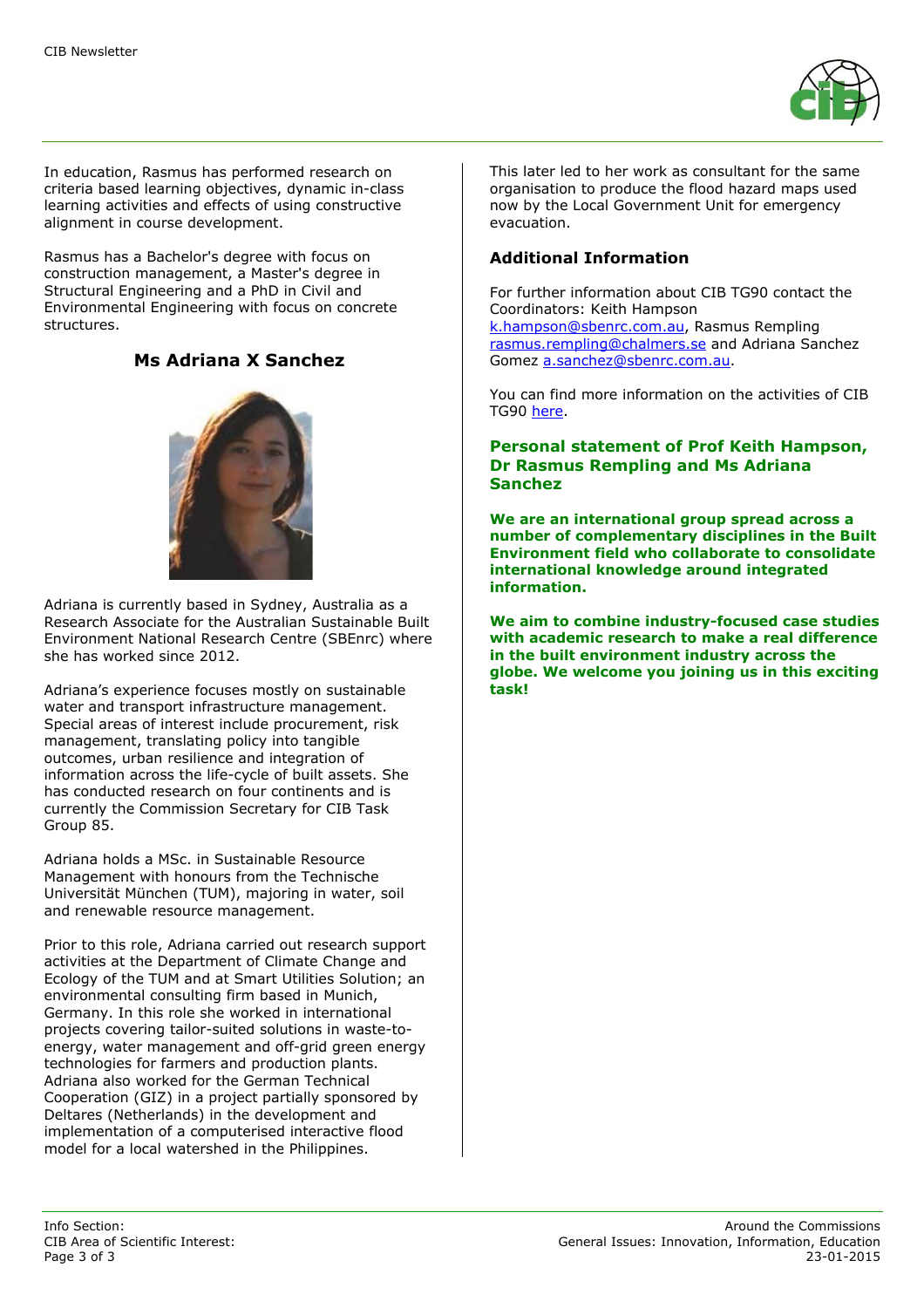In education, Rasmus has performed research on criteria based learning objectives, dynamic in-class learning activities and effects of using constructive alignment in course development.

Rasmus has a Bachelor's degree with focus on construction management, a Master's degree in Structural Engineering and a PhD in Civil and Environmental Engineering with focus on concrete structures.

## Ms Adriana X Sanchez

Adriana is currently based in Sydney, Australia as a Research Associate for the Australian Sustainable Built Environment National Research Centre (SBEnrc) where she has worked since 2012.

Adriana's experience focuses mostly on sustainable water and transport infrastructure management. Special areas of interest include procurement, risk management, translating policy into tangible outcomes, urban resilience and integration of information across the life-cycle of built assets. She has conducted research on four continents and is currently the Commission Secretary for CIB Task Group 85.

Adriana holds a MSc. in Sustainable Resource Management with honours from the Technische Universität München (TUM), majoring in water, soil and renewable resource management.

Prior to this role, Adriana carried out research support activities at the Department of Climate Change and Ecology of the TUM and at Smart Utilities Solution; an environmental consulting firm based in Munich, Germany. In this role she worked in international projects covering tailor-suited solutions in waste-to-energy, water management and off-grid green energy technologies for farmers and production plants. Adriana also worked for the German Technical Cooperation (GIZ) in a project partially sponsored by Deltares (Netherlands) in the development and implementation of a computerised interactive flood model for a local watershed in the Philippines. This later led to her work as consultant for the same organisation to produce the flood hazard maps used now by the Local Government Unit for emergency evacuation.

## Additional Information

For further information about CIB TG90 contact the Coordinators: Keith Hampson k.hampson@sbenrc.com.au, Rasmus Rempling rasmus.rempling@chalmers.se and Adriana Sanchez Gomez a.sanchez@sbenrc.com.au.

You can find more information on the activities of CIB TG90 here.

## Personal statement of Prof Keith Hampson, Dr Rasmus Rempling and Ms Adriana Sanchez

**We are an international group spread across a number of complementary disciplines in the Built Environment field who collaborate to consolidate international knowledge around integrated information.**

**We aim to combine industry-focused case studies with academic research to make a real difference in the built environment industry across the globe. We welcome you joining us in this exciting task!**